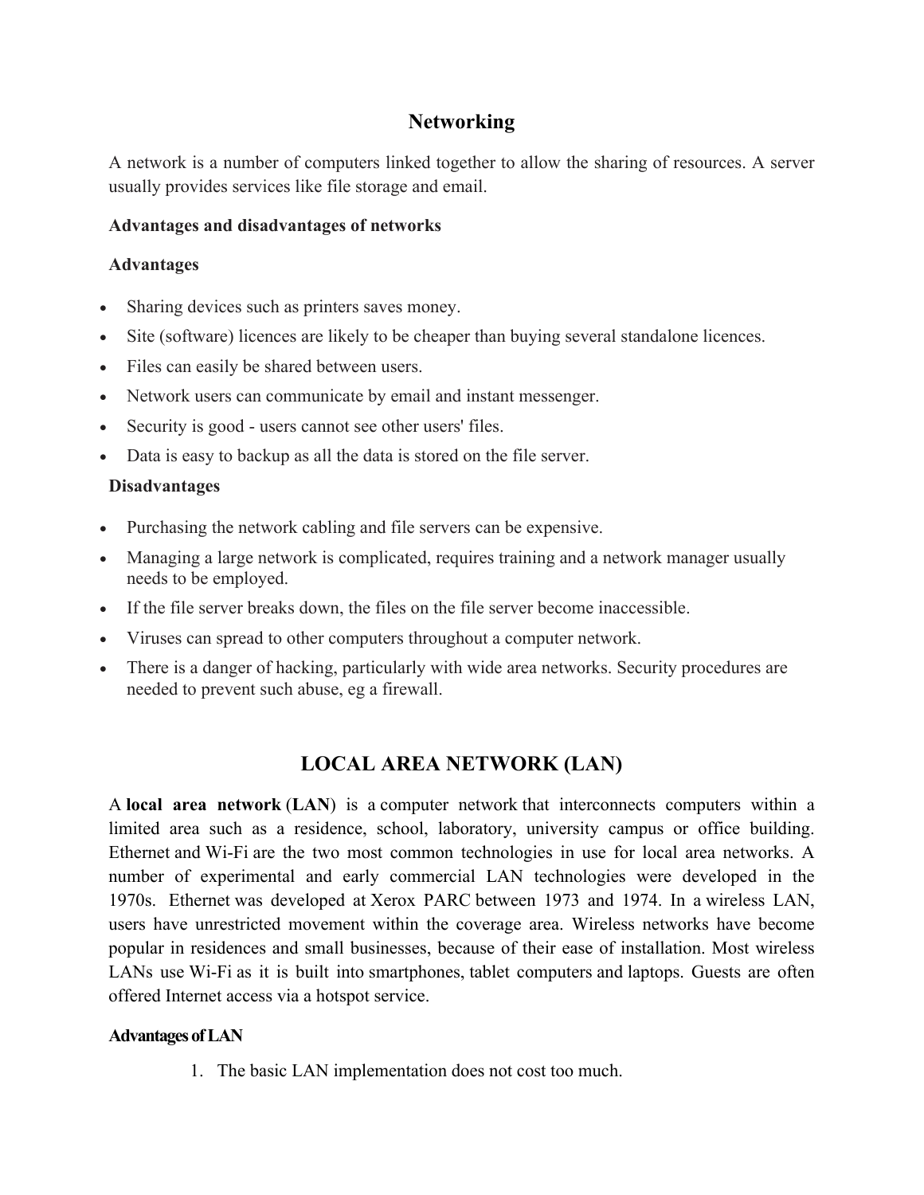# Networking

A network is a number of computers linked together to allow the sharing of resources. A server usually provides services like file storage and email.

**Advantages and disadvantages of networks**

**Advantages**

- Sharing devices such as printers saves money.
- Site (software) licences are likely to be cheaper than buying several standalone licences.
- Files can easily be shared between users.
- Network users can communicate by email and instant messenger.
- Security is good - users cannot see other users' files.
- Data is easy to backup as all the data is stored on the file server.

**Disadvantages**

- Purchasing the network cabling and file servers can be expensive.
- Managing a large network is complicated, requires training and a network manager usually needs to be employed.
- If the file server breaks down, the files on the file server become inaccessible.
- Viruses can spread to other computers throughout a computer network.
- There is a danger of hacking, particularly with wide area networks. Security procedures are needed to prevent such abuse, eg a firewall.

# LOCAL AREA NETWORK (LAN)

A **local area network** (**LAN**) is a computer network that interconnects computers within a limited area such as a residence, school, laboratory, university campus or office building. Ethernet and Wi-Fi are the two most common technologies in use for local area networks. A number of experimental and early commercial LAN technologies were developed in the 1970s. Ethernet was developed at Xerox PARC between 1973 and 1974. In a wireless LAN, users have unrestricted movement within the coverage area. Wireless networks have become popular in residences and small businesses, because of their ease of installation. Most wireless LANs use Wi-Fi as it is built into smartphones, tablet computers and laptops. Guests are often offered Internet access via a hotspot service.

**Advantages of LAN**

1. The basic LAN implementation does not cost too much.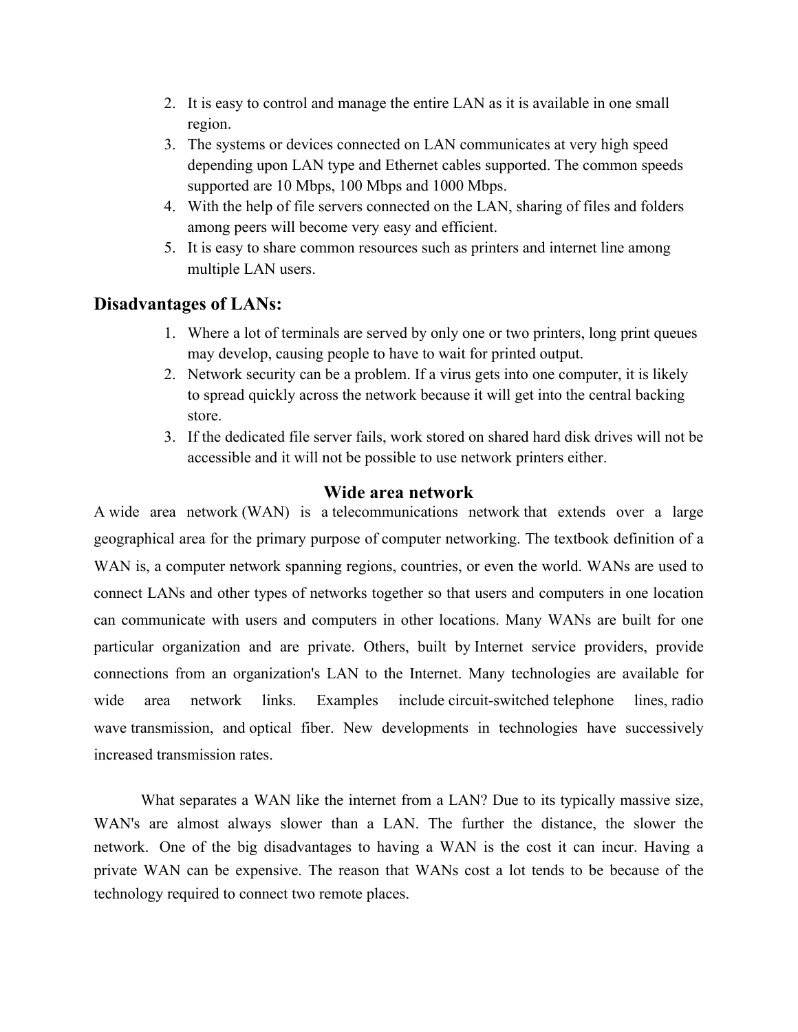2. It is easy to control and manage the entire LAN as it is available in one small region.
3. The systems or devices connected on LAN communicates at very high speed depending upon LAN type and Ethernet cables supported. The common speeds supported are 10 Mbps, 100 Mbps and 1000 Mbps.
4. With the help of file servers connected on the LAN, sharing of files and folders among peers will become very easy and efficient.
5. It is easy to share common resources such as printers and internet line among multiple LAN users.

## Disadvantages of LANs:

1. Where a lot of terminals are served by only one or two printers, long print queues may develop, causing people to have to wait for printed output.
2. Network security can be a problem. If a virus gets into one computer, it is likely to spread quickly across the network because it will get into the central backing store.
3. If the dedicated file server fails, work stored on shared hard disk drives will not be accessible and it will not be possible to use network printers either.

## Wide area network

A wide area network (WAN) is a telecommunications network that extends over a large geographical area for the primary purpose of computer networking. The textbook definition of a WAN is, a computer network spanning regions, countries, or even the world. WANs are used to connect LANs and other types of networks together so that users and computers in one location can communicate with users and computers in other locations. Many WANs are built for one particular organization and are private. Others, built by Internet service providers, provide connections from an organization's LAN to the Internet. Many technologies are available for wide area network links. Examples include circuit-switched telephone lines, radio wave transmission, and optical fiber. New developments in technologies have successively increased transmission rates.

What separates a WAN like the internet from a LAN? Due to its typically massive size, WAN's are almost always slower than a LAN. The further the distance, the slower the network. One of the big disadvantages to having a WAN is the cost it can incur. Having a private WAN can be expensive. The reason that WANs cost a lot tends to be because of the technology required to connect two remote places.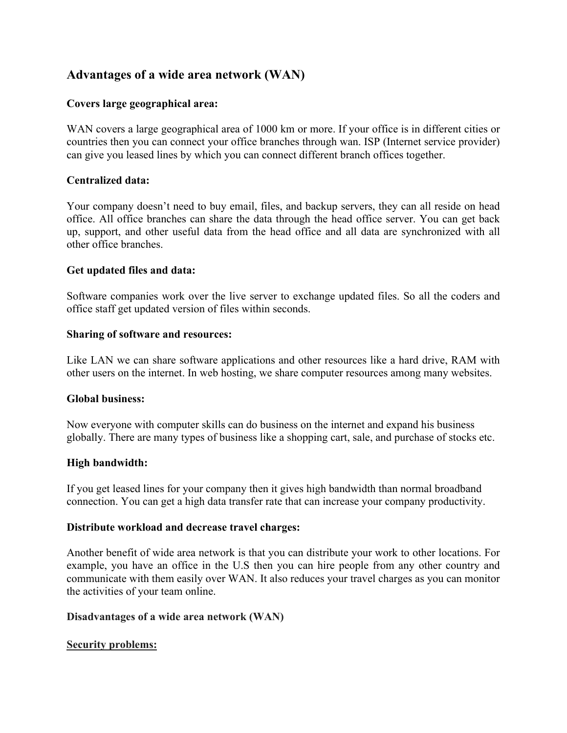## Advantages of a wide area network (WAN)

**Covers large geographical area:**

WAN covers a large geographical area of 1000 km or more. If your office is in different cities or countries then you can connect your office branches through wan. ISP (Internet service provider) can give you leased lines by which you can connect different branch offices together.

**Centralized data:**

Your company doesn't need to buy email, files, and backup servers, they can all reside on head office. All office branches can share the data through the head office server. You can get back up, support, and other useful data from the head office and all data are synchronized with all other office branches.

**Get updated files and data:**

Software companies work over the live server to exchange updated files. So all the coders and office staff get updated version of files within seconds.

**Sharing of software and resources:**

Like LAN we can share software applications and other resources like a hard drive, RAM with other users on the internet. In web hosting, we share computer resources among many websites.

**Global business:**

Now everyone with computer skills can do business on the internet and expand his business globally. There are many types of business like a shopping cart, sale, and purchase of stocks etc.

**High bandwidth:**

If you get leased lines for your company then it gives high bandwidth than normal broadband connection. You can get a high data transfer rate that can increase your company productivity.

**Distribute workload and decrease travel charges:**

Another benefit of wide area network is that you can distribute your work to other locations. For example, you have an office in the U.S then you can hire people from any other country and communicate with them easily over WAN. It also reduces your travel charges as you can monitor the activities of your team online.

**Disadvantages of a wide area network (WAN)**

**Security problems:**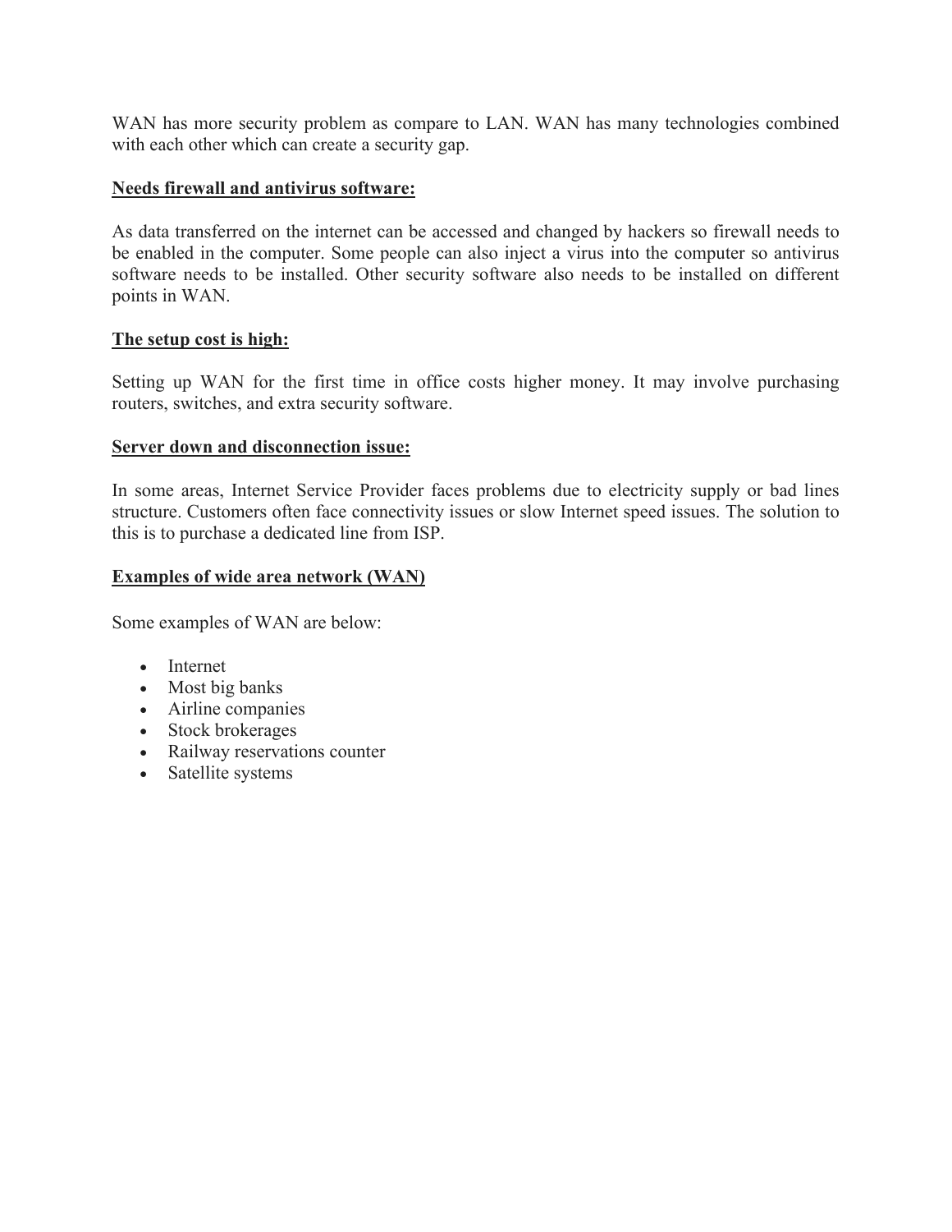WAN has more security problem as compare to LAN. WAN has many technologies combined with each other which can create a security gap.

**Needs firewall and antivirus software:**

As data transferred on the internet can be accessed and changed by hackers so firewall needs to be enabled in the computer. Some people can also inject a virus into the computer so antivirus software needs to be installed. Other security software also needs to be installed on different points in WAN.

**The setup cost is high:**

Setting up WAN for the first time in office costs higher money. It may involve purchasing routers, switches, and extra security software.

**Server down and disconnection issue:**

In some areas, Internet Service Provider faces problems due to electricity supply or bad lines structure. Customers often face connectivity issues or slow Internet speed issues. The solution to this is to purchase a dedicated line from ISP.

**Examples of wide area network (WAN)**

Some examples of WAN are below:

- Internet
- Most big banks
- Airline companies
- Stock brokerages
- Railway reservations counter
- Satellite systems